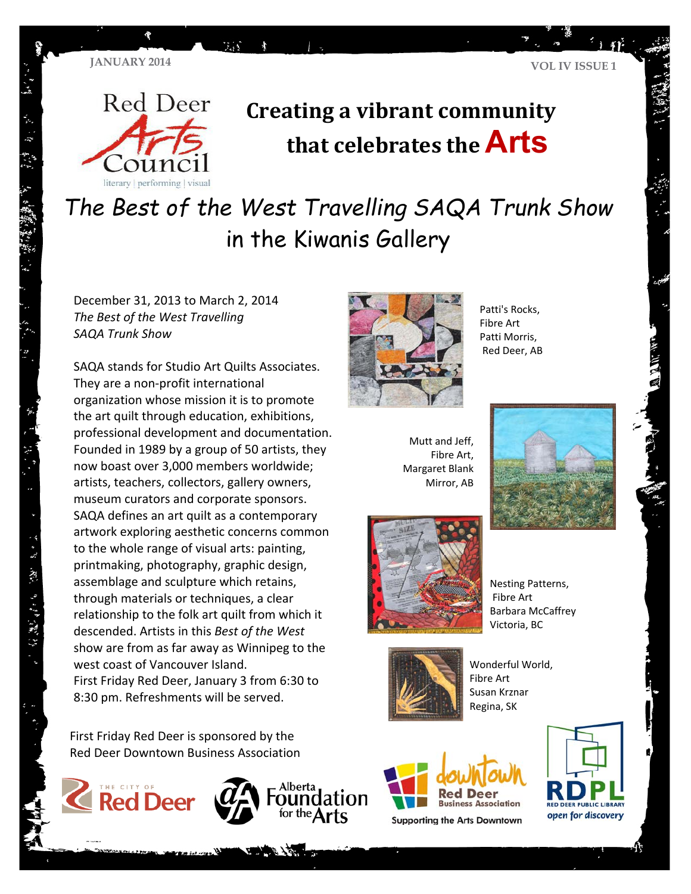JANUARY 2014 VOL IV ISSUE 1

Red Deer Arts Council
literary | performing | visual

# Creating a vibrant community that celebrates the Arts

## *The Best of the West Travelling SAQA Trunk Show in the Kiwanis Gallery*

December 31, 2013 to March 2, 2014
*The Best of the West Travelling SAQA Trunk Show*

SAQA stands for Studio Art Quilts Associates. They are a non-profit international organization whose mission it is to promote the art quilt through education, exhibitions, professional development and documentation. Founded in 1989 by a group of 50 artists, they now boast over 3,000 members worldwide; artists, teachers, collectors, gallery owners, museum curators and corporate sponsors. SAQA defines an art quilt as a contemporary artwork exploring aesthetic concerns common to the whole range of visual arts: painting, printmaking, photography, graphic design, assemblage and sculpture which retains, through materials or techniques, a clear relationship to the folk art quilt from which it descended. Artists in this *Best of the West* show are from as far away as Winnipeg to the west coast of Vancouver Island.
First Friday Red Deer, January 3 from 6:30 to 8:30 pm. Refreshments will be served.

Patti's Rocks,
Fibre Art
Patti Morris,
Red Deer, AB

Mutt and Jeff,
Fibre Art,
Margaret Blank
Mirror, AB

Nesting Patterns,
Fibre Art
Barbara McCaffrey
Victoria, BC

Wonderful World,
Fibre Art
Susan Krznar
Regina, SK

First Friday Red Deer is sponsored by the Red Deer Downtown Business Association

The City of Red Deer | Alberta Foundation for the Arts | downtown Red Deer Business Association — Supporting the Arts Downtown | RDPL Red Deer Public Library — open for discovery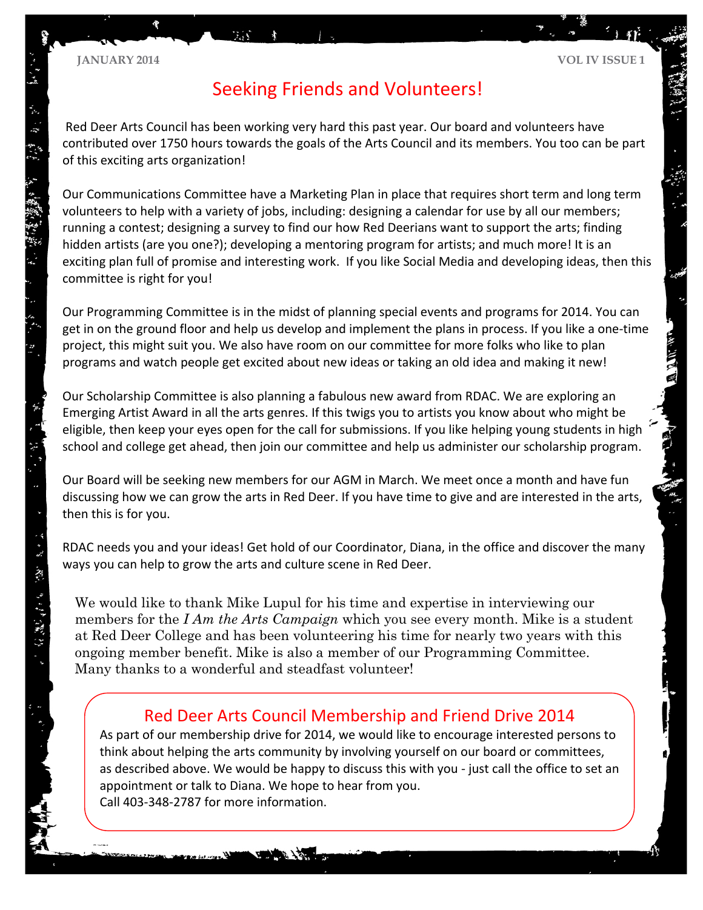# Seeking Friends and Volunteers!

Red Deer Arts Council has been working very hard this past year. Our board and volunteers have contributed over 1750 hours towards the goals of the Arts Council and its members. You too can be part of this exciting arts organization!

Our Communications Committee have a Marketing Plan in place that requires short term and long term volunteers to help with a variety of jobs, including: designing a calendar for use by all our members; running a contest; designing a survey to find our how Red Deerians want to support the arts; finding hidden artists (are you one?); developing a mentoring program for artists; and much more! It is an exciting plan full of promise and interesting work. If you like Social Media and developing ideas, then this committee is right for you!

Our Programming Committee is in the midst of planning special events and programs for 2014. You can get in on the ground floor and help us develop and implement the plans in process. If you like a one-time project, this might suit you. We also have room on our committee for more folks who like to plan programs and watch people get excited about new ideas or taking an old idea and making it new!

Our Scholarship Committee is also planning a fabulous new award from RDAC. We are exploring an Emerging Artist Award in all the arts genres. If this twigs you to artists you know about who might be eligible, then keep your eyes open for the call for submissions. If you like helping young students in high school and college get ahead, then join our committee and help us administer our scholarship program.

Our Board will be seeking new members for our AGM in March. We meet once a month and have fun discussing how we can grow the arts in Red Deer. If you have time to give and are interested in the arts, then this is for you.

RDAC needs you and your ideas! Get hold of our Coordinator, Diana, in the office and discover the many ways you can help to grow the arts and culture scene in Red Deer.

We would like to thank Mike Lupul for his time and expertise in interviewing our members for the *I Am the Arts Campaign* which you see every month. Mike is a student at Red Deer College and has been volunteering his time for nearly two years with this ongoing member benefit. Mike is also a member of our Programming Committee. Many thanks to a wonderful and steadfast volunteer!

## Red Deer Arts Council Membership and Friend Drive 2014

As part of our membership drive for 2014, we would like to encourage interested persons to think about helping the arts community by involving yourself on our board or committees, as described above. We would be happy to discuss this with you - just call the office to set an appointment or talk to Diana. We hope to hear from you.
Call 403-348-2787 for more information.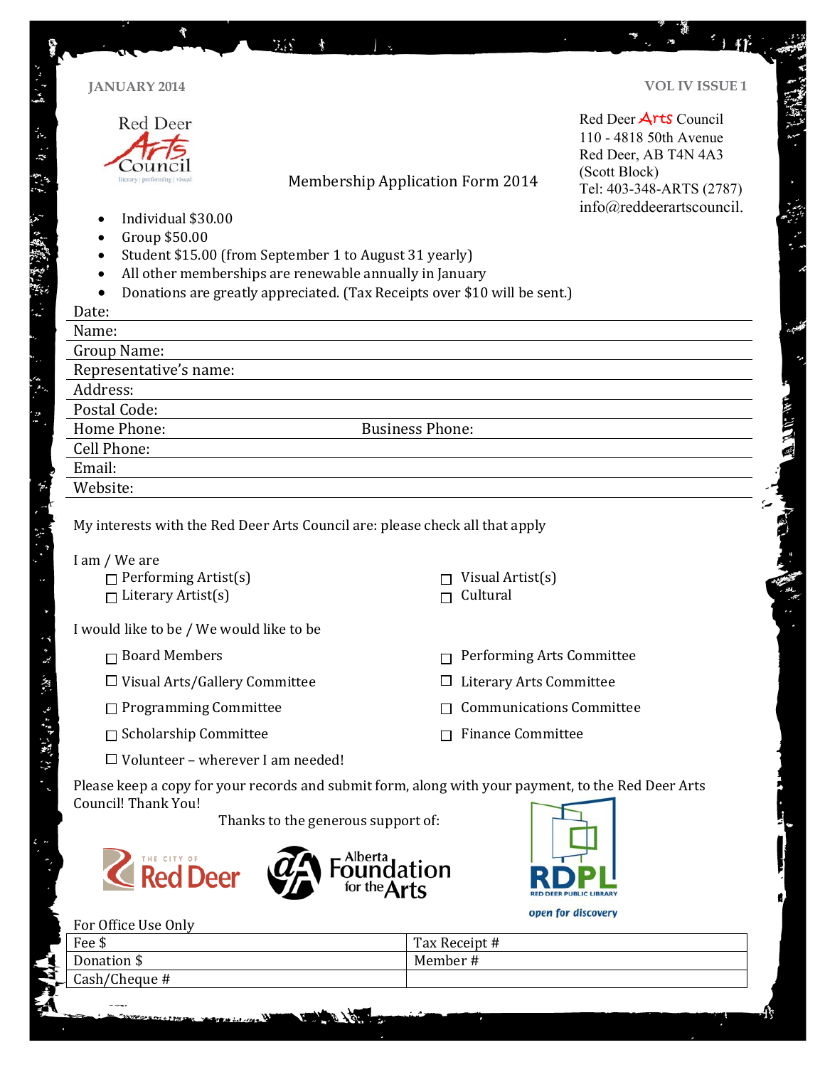Red Deer Arts Council
110 - 4818 50th Avenue
Red Deer, AB T4N 4A3
(Scott Block)
Tel: 403-348-ARTS (2787)
info@reddeerartscouncil.

# Membership Application Form 2014

- Individual $30.00
- Group $50.00
- Student $15.00 (from September 1 to August 31 yearly)
- All other memberships are renewable annually in January
- Donations are greatly appreciated. (Tax Receipts over $10 will be sent.)

Date:

Name:

Group Name:

Representative's name:

Address:

Postal Code:

Home Phone: Business Phone:

Cell Phone:

Email:

Website:

My interests with the Red Deer Arts Council are: please check all that apply

I am / We are

- ☐ Performing Artist(s)
- ☐ Literary Artist(s)
- ☐ Visual Artist(s)
- ☐ Cultural

I would like to be / We would like to be

- ☐ Board Members
- ☐ Visual Arts/Gallery Committee
- ☐ Programming Committee
- ☐ Scholarship Committee
- ☐ Volunteer – wherever I am needed!
- ☐ Performing Arts Committee
- ☐ Literary Arts Committee
- ☐ Communications Committee
- ☐ Finance Committee

Please keep a copy for your records and submit form, along with your payment, to the Red Deer Arts Council! Thank You!

Thanks to the generous support of:

The City of Red Deer — Alberta Foundation for the Arts — RDPL Red Deer Public Library, open for discovery

For Office Use Only

| Fee $ | Tax Receipt # |
|---|---|
| Donation $ | Member # |
| Cash/Cheque # | |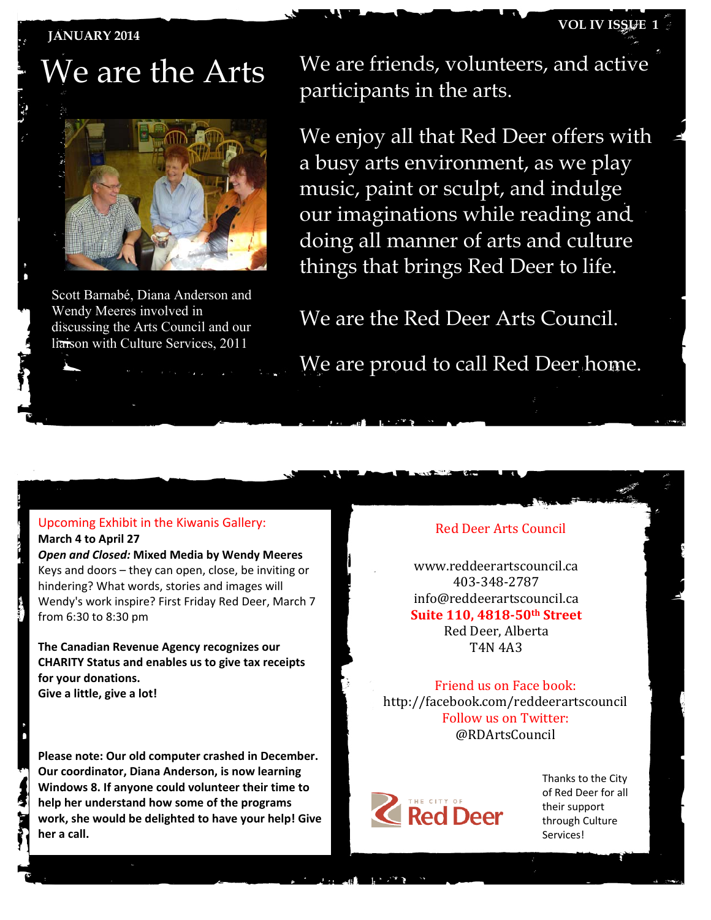JANUARY 2014

# We are the Arts

Scott Barnabé, Diana Anderson and Wendy Meeres involved in discussing the Arts Council and our liaison with Culture Services, 2011

We are friends, volunteers, and active participants in the arts.

We enjoy all that Red Deer offers with a busy arts environment, as we play music, paint or sculpt, and indulge our imaginations while reading and doing all manner of arts and culture things that brings Red Deer to life.

We are the Red Deer Arts Council.

We are proud to call Red Deer home.

Upcoming Exhibit in the Kiwanis Gallery:

**March 4 to April 27**

***Open and Closed:* Mixed Media by Wendy Meeres**

Keys and doors – they can open, close, be inviting or hindering? What words, stories and images will Wendy's work inspire? First Friday Red Deer, March 7 from 6:30 to 8:30 pm

**The Canadian Revenue Agency recognizes our CHARITY Status and enables us to give tax receipts for your donations.**
**Give a little, give a lot!**

**Please note: Our old computer crashed in December. Our coordinator, Diana Anderson, is now learning Windows 8. If anyone could volunteer their time to help her understand how some of the programs work, she would be delighted to have your help! Give her a call.**

Red Deer Arts Council

www.reddeerartscouncil.ca
403-348-2787
info@reddeerartscouncil.ca
**Suite 110, 4818-50th Street**
Red Deer, Alberta
T4N 4A3

Friend us on Face book:
http://facebook.com/reddeerartscouncil
Follow us on Twitter:
@RDArtsCouncil

THE CITY OF Red Deer

Thanks to the City of Red Deer for all their support through Culture Services!